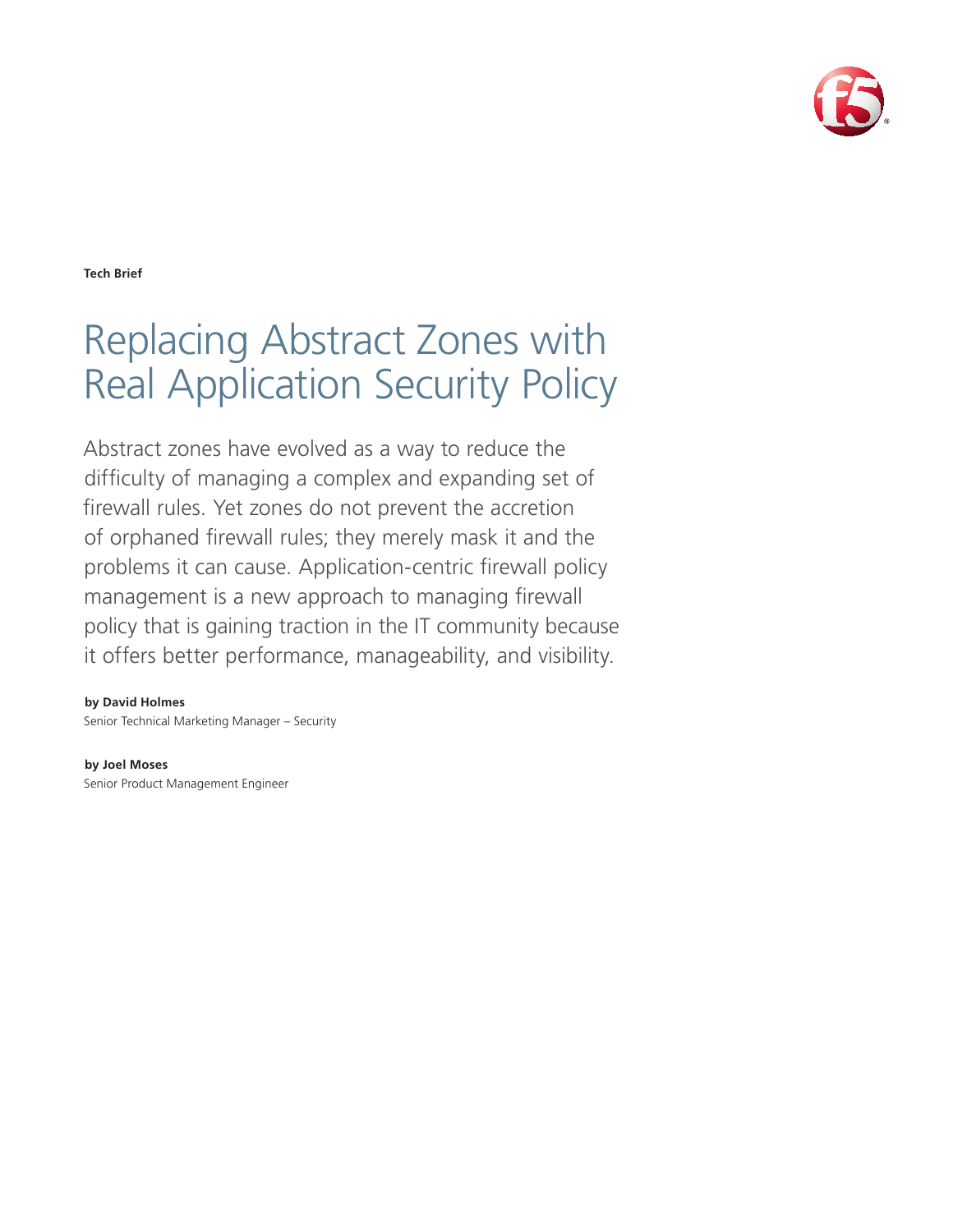**Tech Brief**

# Replacing Abstract Zones with Real Application Security Policy

Abstract zones have evolved as a way to reduce the difficulty of managing a complex and expanding set of firewall rules. Yet zones do not prevent the accretion of orphaned firewall rules; they merely mask it and the problems it can cause. Application-centric firewall policy management is a new approach to managing firewall policy that is gaining traction in the IT community because it offers better performance, manageability, and visibility.

**by David Holmes**
Senior Technical Marketing Manager – Security

**by Joel Moses**
Senior Product Management Engineer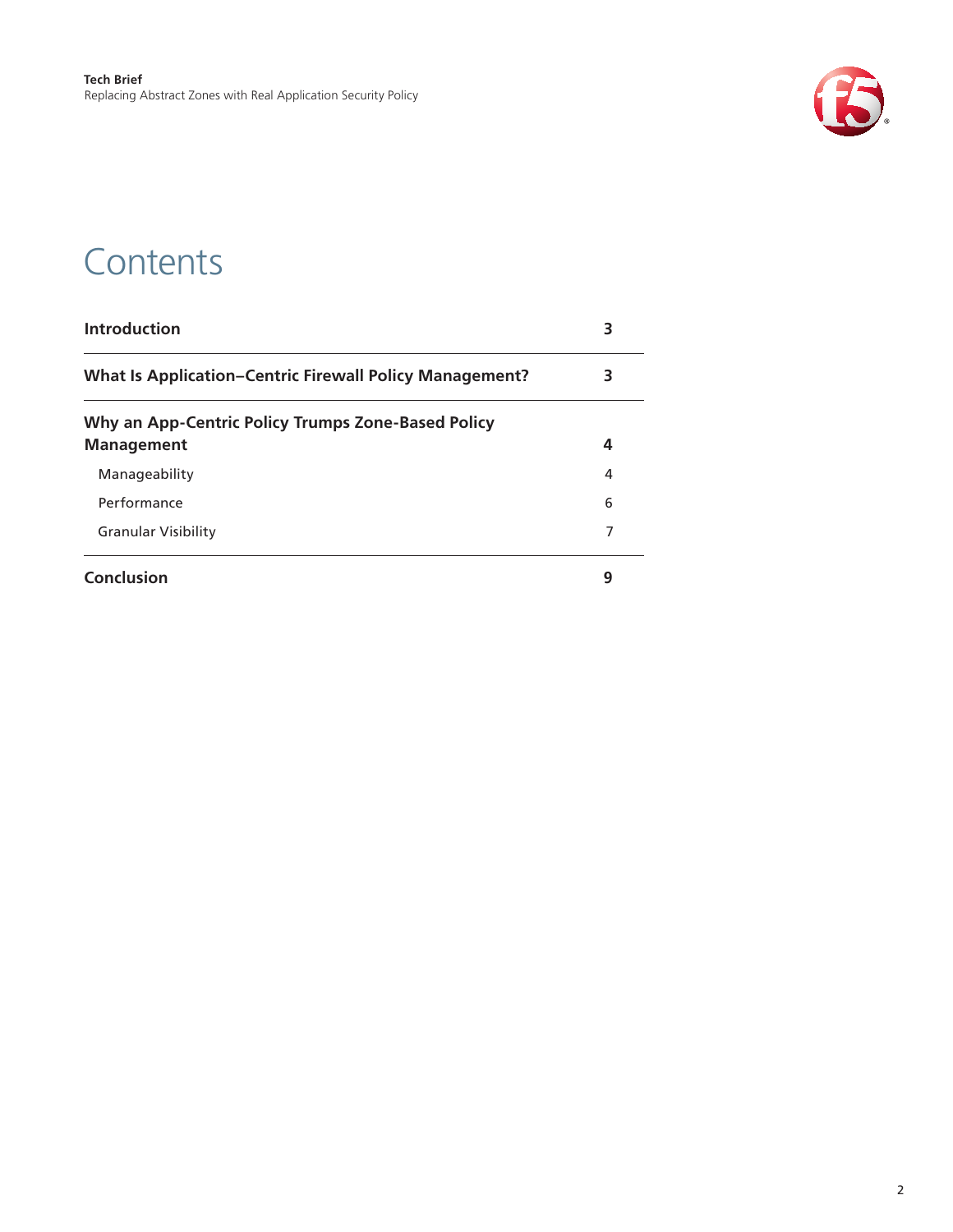# Contents

| | |
|---|---|
| **Introduction** | **3** |
| **What Is Application–Centric Firewall Policy Management?** | **3** |
| **Why an App-Centric Policy Trumps Zone-Based Policy Management** | **4** |
| Manageability | 4 |
| Performance | 6 |
| Granular Visibility | 7 |
| **Conclusion** | **9** |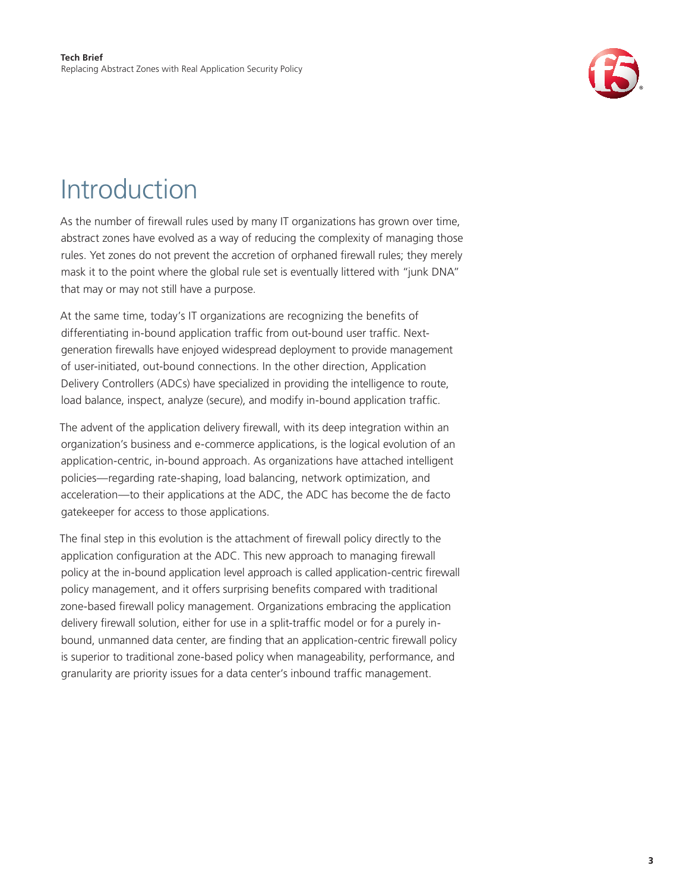# Introduction

As the number of firewall rules used by many IT organizations has grown over time, abstract zones have evolved as a way of reducing the complexity of managing those rules. Yet zones do not prevent the accretion of orphaned firewall rules; they merely mask it to the point where the global rule set is eventually littered with "junk DNA" that may or may not still have a purpose.

At the same time, today's IT organizations are recognizing the benefits of differentiating in-bound application traffic from out-bound user traffic. Next-generation firewalls have enjoyed widespread deployment to provide management of user-initiated, out-bound connections. In the other direction, Application Delivery Controllers (ADCs) have specialized in providing the intelligence to route, load balance, inspect, analyze (secure), and modify in-bound application traffic.

The advent of the application delivery firewall, with its deep integration within an organization's business and e-commerce applications, is the logical evolution of an application-centric, in-bound approach. As organizations have attached intelligent policies—regarding rate-shaping, load balancing, network optimization, and acceleration—to their applications at the ADC, the ADC has become the de facto gatekeeper for access to those applications.

The final step in this evolution is the attachment of firewall policy directly to the application configuration at the ADC. This new approach to managing firewall policy at the in-bound application level approach is called application-centric firewall policy management, and it offers surprising benefits compared with traditional zone-based firewall policy management. Organizations embracing the application delivery firewall solution, either for use in a split-traffic model or for a purely in-bound, unmanned data center, are finding that an application-centric firewall policy is superior to traditional zone-based policy when manageability, performance, and granularity are priority issues for a data center's inbound traffic management.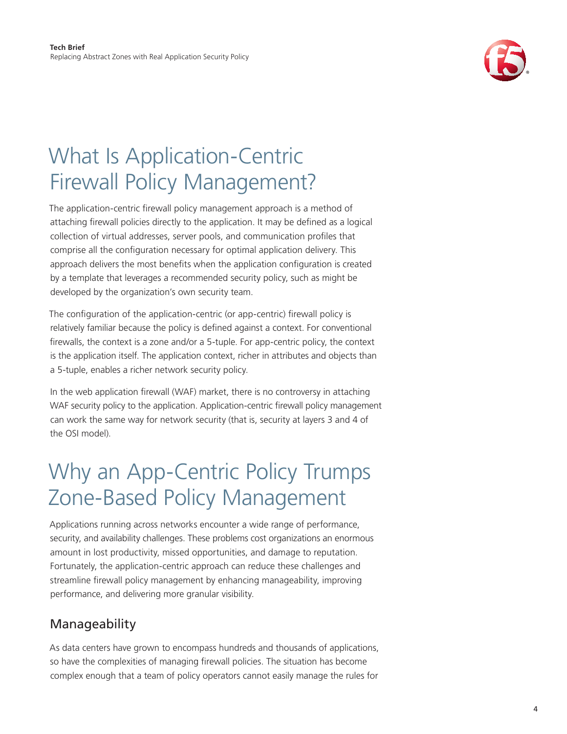# What Is Application-Centric Firewall Policy Management?

The application-centric firewall policy management approach is a method of attaching firewall policies directly to the application. It may be defined as a logical collection of virtual addresses, server pools, and communication profiles that comprise all the configuration necessary for optimal application delivery. This approach delivers the most benefits when the application configuration is created by a template that leverages a recommended security policy, such as might be developed by the organization's own security team.

The configuration of the application-centric (or app-centric) firewall policy is relatively familiar because the policy is defined against a context. For conventional firewalls, the context is a zone and/or a 5-tuple. For app-centric policy, the context is the application itself. The application context, richer in attributes and objects than a 5-tuple, enables a richer network security policy.

In the web application firewall (WAF) market, there is no controversy in attaching WAF security policy to the application. Application-centric firewall policy management can work the same way for network security (that is, security at layers 3 and 4 of the OSI model).

# Why an App-Centric Policy Trumps Zone-Based Policy Management

Applications running across networks encounter a wide range of performance, security, and availability challenges. These problems cost organizations an enormous amount in lost productivity, missed opportunities, and damage to reputation. Fortunately, the application-centric approach can reduce these challenges and streamline firewall policy management by enhancing manageability, improving performance, and delivering more granular visibility.

## Manageability

As data centers have grown to encompass hundreds and thousands of applications, so have the complexities of managing firewall policies. The situation has become complex enough that a team of policy operators cannot easily manage the rules for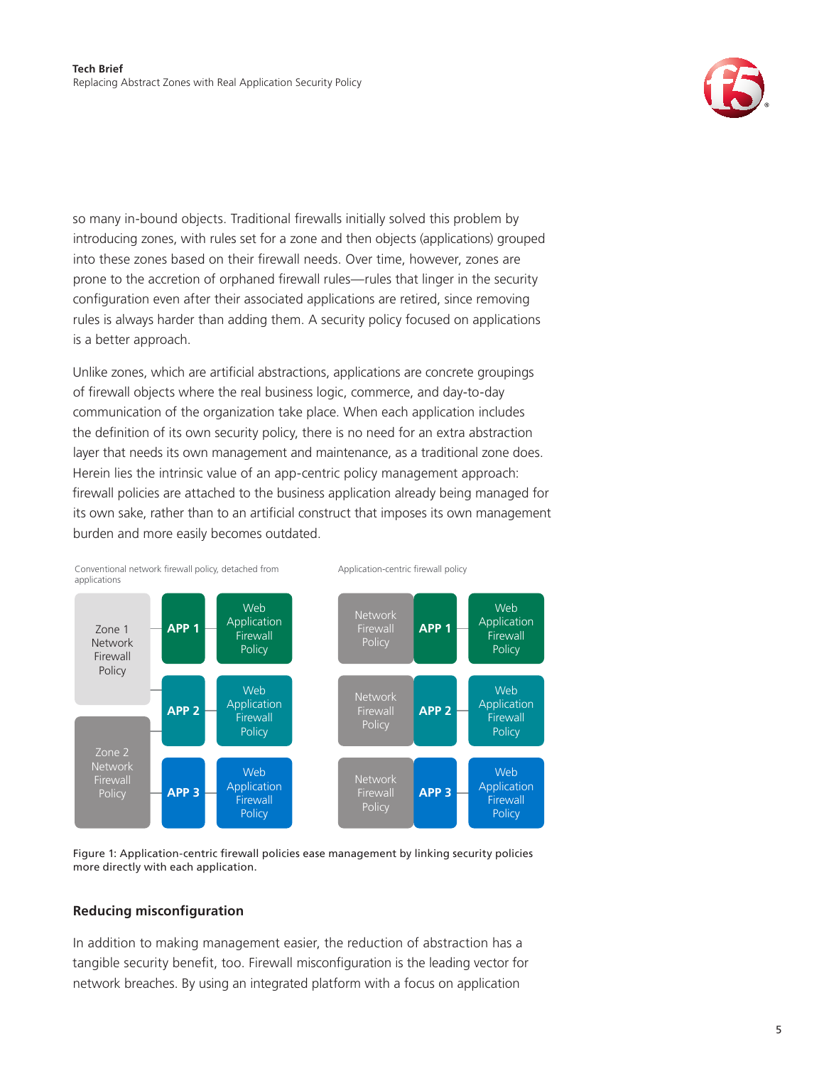so many in-bound objects. Traditional firewalls initially solved this problem by introducing zones, with rules set for a zone and then objects (applications) grouped into these zones based on their firewall needs. Over time, however, zones are prone to the accretion of orphaned firewall rules—rules that linger in the security configuration even after their associated applications are retired, since removing rules is always harder than adding them. A security policy focused on applications is a better approach.

Unlike zones, which are artificial abstractions, applications are concrete groupings of firewall objects where the real business logic, commerce, and day-to-day communication of the organization take place. When each application includes the definition of its own security policy, there is no need for an extra abstraction layer that needs its own management and maintenance, as a traditional zone does. Herein lies the intrinsic value of an app-centric policy management approach: firewall policies are attached to the business application already being managed for its own sake, rather than to an artificial construct that imposes its own management burden and more easily becomes outdated.

Conventional network firewall policy, detached from applications

| | | |
|---|---|---|
| Zone 1 Network Firewall Policy | APP 1 | Web Application Firewall Policy |
| | APP 2 | Web Application Firewall Policy |
| Zone 2 Network Firewall Policy | APP 3 | Web Application Firewall Policy |

Application-centric firewall policy

| | | |
|---|---|---|
| Network Firewall Policy | APP 1 | Web Application Firewall Policy |
| Network Firewall Policy | APP 2 | Web Application Firewall Policy |
| Network Firewall Policy | APP 3 | Web Application Firewall Policy |

Figure 1: Application-centric firewall policies ease management by linking security policies more directly with each application.

### Reducing misconfiguration

In addition to making management easier, the reduction of abstraction has a tangible security benefit, too. Firewall misconfiguration is the leading vector for network breaches. By using an integrated platform with a focus on application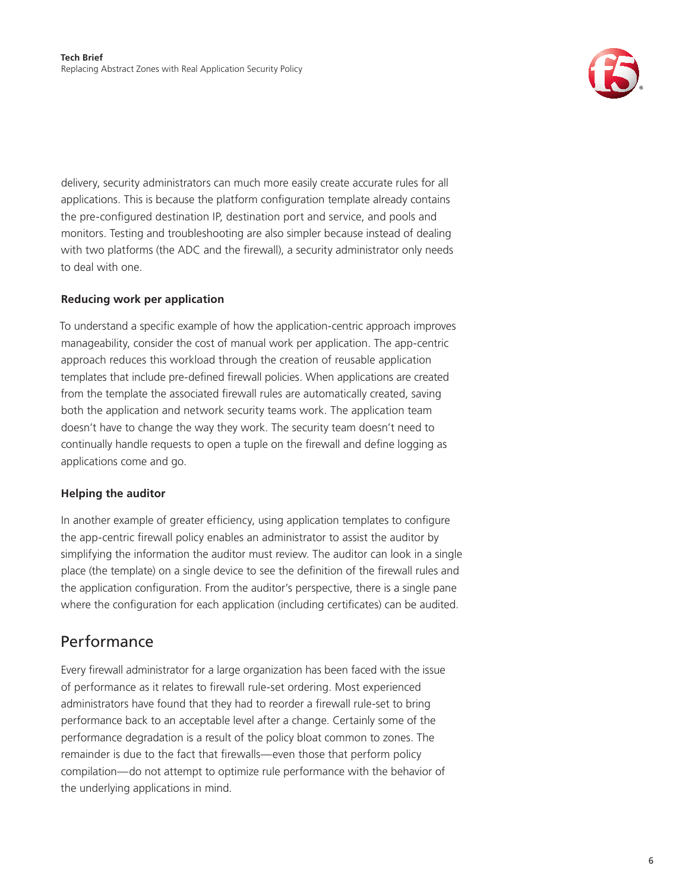delivery, security administrators can much more easily create accurate rules for all applications. This is because the platform configuration template already contains the pre-configured destination IP, destination port and service, and pools and monitors. Testing and troubleshooting are also simpler because instead of dealing with two platforms (the ADC and the firewall), a security administrator only needs to deal with one.

### Reducing work per application

To understand a specific example of how the application-centric approach improves manageability, consider the cost of manual work per application. The app-centric approach reduces this workload through the creation of reusable application templates that include pre-defined firewall policies. When applications are created from the template the associated firewall rules are automatically created, saving both the application and network security teams work. The application team doesn't have to change the way they work. The security team doesn't need to continually handle requests to open a tuple on the firewall and define logging as applications come and go.

### Helping the auditor

In another example of greater efficiency, using application templates to configure the app-centric firewall policy enables an administrator to assist the auditor by simplifying the information the auditor must review. The auditor can look in a single place (the template) on a single device to see the definition of the firewall rules and the application configuration. From the auditor's perspective, there is a single pane where the configuration for each application (including certificates) can be audited.

## Performance

Every firewall administrator for a large organization has been faced with the issue of performance as it relates to firewall rule-set ordering. Most experienced administrators have found that they had to reorder a firewall rule-set to bring performance back to an acceptable level after a change. Certainly some of the performance degradation is a result of the policy bloat common to zones. The remainder is due to the fact that firewalls—even those that perform policy compilation—do not attempt to optimize rule performance with the behavior of the underlying applications in mind.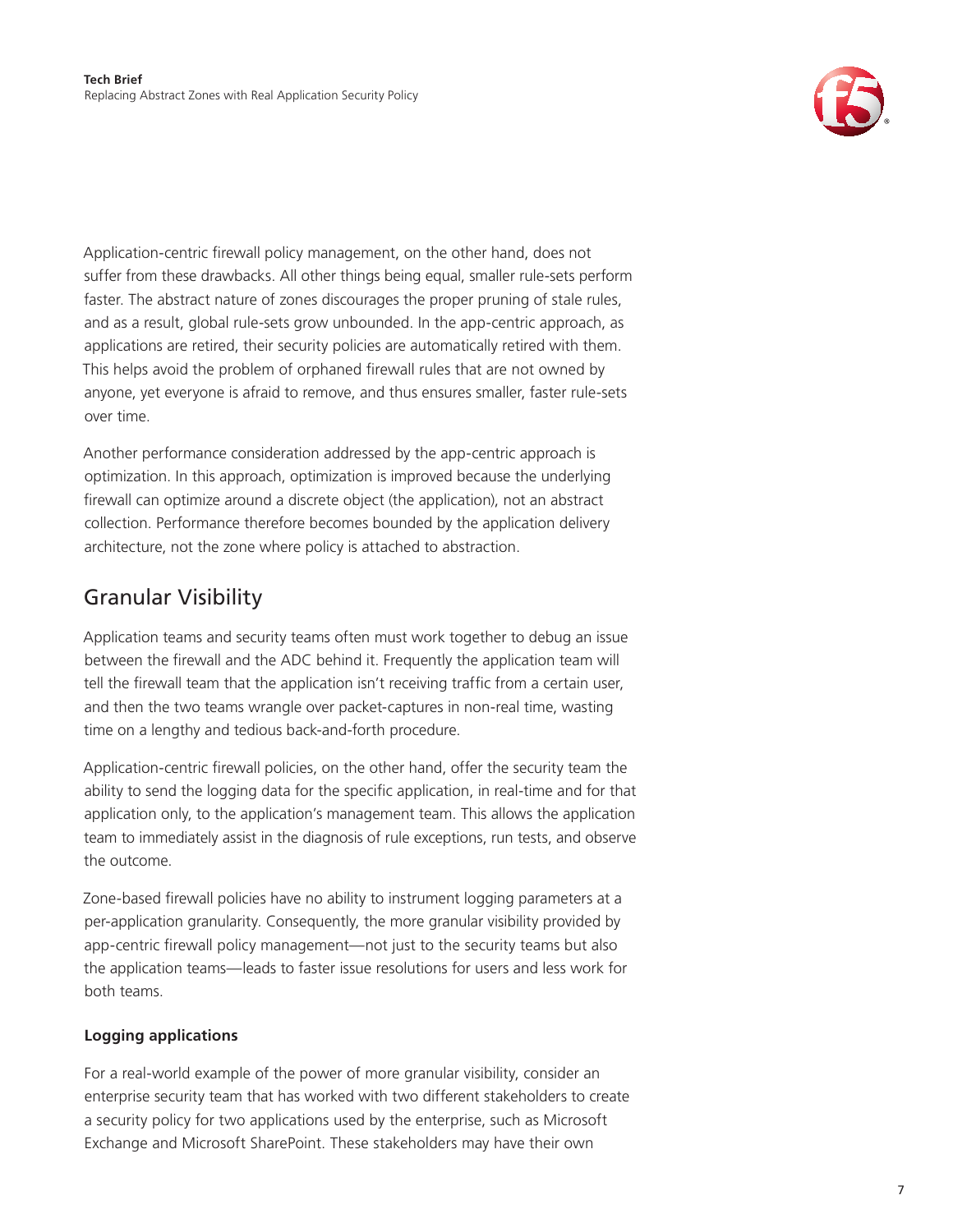Application-centric firewall policy management, on the other hand, does not suffer from these drawbacks. All other things being equal, smaller rule-sets perform faster. The abstract nature of zones discourages the proper pruning of stale rules, and as a result, global rule-sets grow unbounded. In the app-centric approach, as applications are retired, their security policies are automatically retired with them. This helps avoid the problem of orphaned firewall rules that are not owned by anyone, yet everyone is afraid to remove, and thus ensures smaller, faster rule-sets over time.

Another performance consideration addressed by the app-centric approach is optimization. In this approach, optimization is improved because the underlying firewall can optimize around a discrete object (the application), not an abstract collection. Performance therefore becomes bounded by the application delivery architecture, not the zone where policy is attached to abstraction.

## Granular Visibility

Application teams and security teams often must work together to debug an issue between the firewall and the ADC behind it. Frequently the application team will tell the firewall team that the application isn't receiving traffic from a certain user, and then the two teams wrangle over packet-captures in non-real time, wasting time on a lengthy and tedious back-and-forth procedure.

Application-centric firewall policies, on the other hand, offer the security team the ability to send the logging data for the specific application, in real-time and for that application only, to the application's management team. This allows the application team to immediately assist in the diagnosis of rule exceptions, run tests, and observe the outcome.

Zone-based firewall policies have no ability to instrument logging parameters at a per-application granularity. Consequently, the more granular visibility provided by app-centric firewall policy management—not just to the security teams but also the application teams—leads to faster issue resolutions for users and less work for both teams.

### Logging applications

For a real-world example of the power of more granular visibility, consider an enterprise security team that has worked with two different stakeholders to create a security policy for two applications used by the enterprise, such as Microsoft Exchange and Microsoft SharePoint. These stakeholders may have their own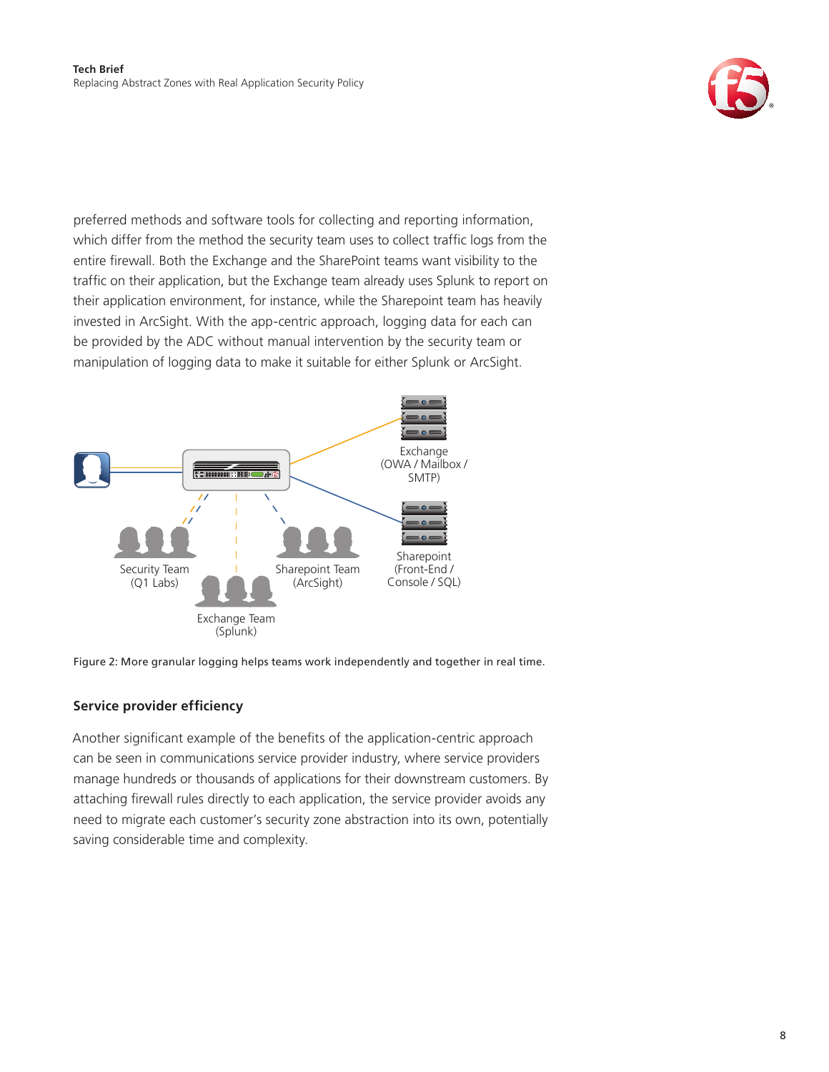preferred methods and software tools for collecting and reporting information, which differ from the method the security team uses to collect traffic logs from the entire firewall. Both the Exchange and the SharePoint teams want visibility to the traffic on their application, but the Exchange team already uses Splunk to report on their application environment, for instance, while the Sharepoint team has heavily invested in ArcSight. With the app-centric approach, logging data for each can be provided by the ADC without manual intervention by the security team or manipulation of logging data to make it suitable for either Splunk or ArcSight.

Exchange (OWA / Mailbox / SMTP)

Sharepoint (Front-End / Console / SQL)

Security Team (Q1 Labs)

Sharepoint Team (ArcSight)

Exchange Team (Splunk)

Figure 2: More granular logging helps teams work independently and together in real time.

### Service provider efficiency

Another significant example of the benefits of the application-centric approach can be seen in communications service provider industry, where service providers manage hundreds or thousands of applications for their downstream customers. By attaching firewall rules directly to each application, the service provider avoids any need to migrate each customer's security zone abstraction into its own, potentially saving considerable time and complexity.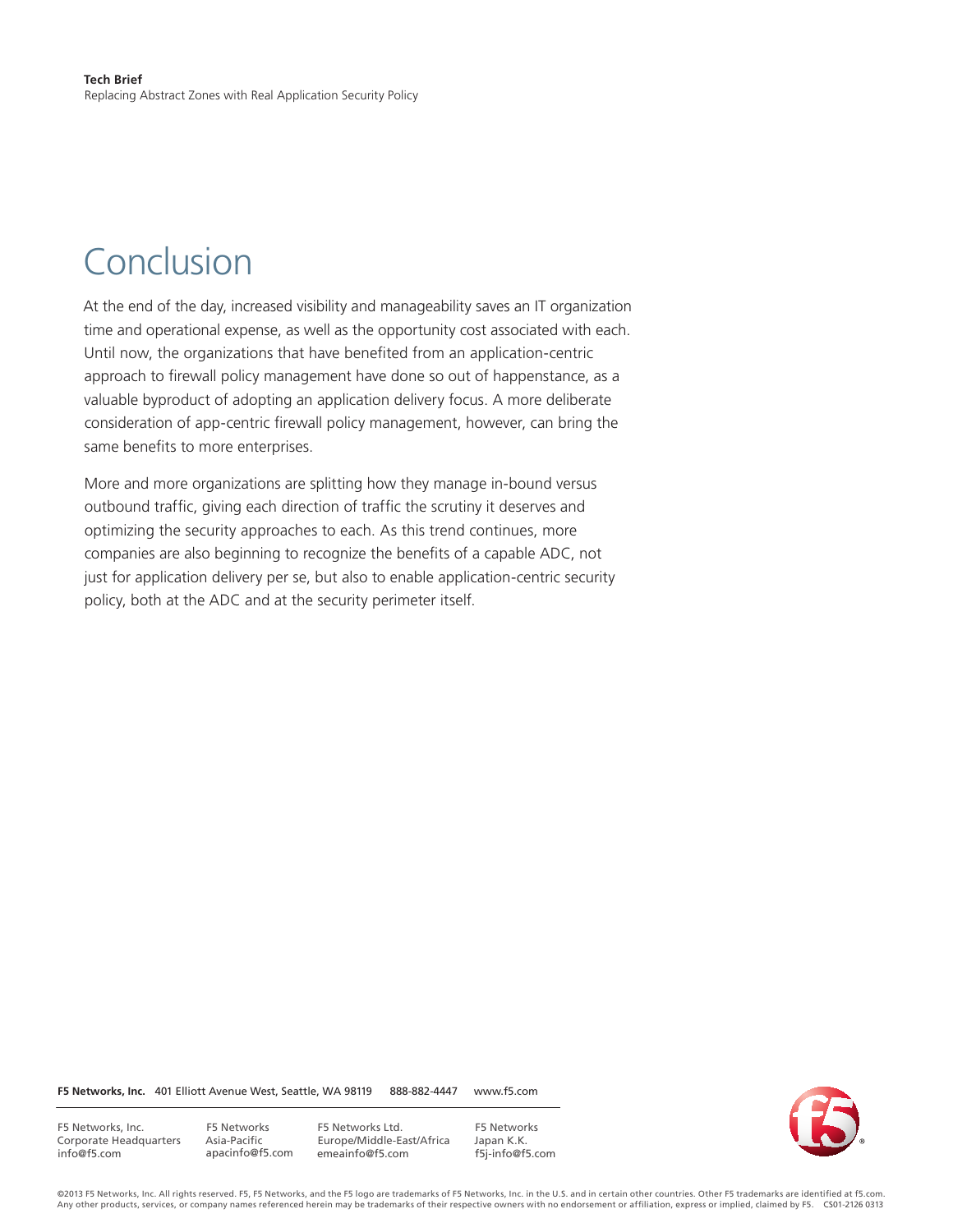# Conclusion

At the end of the day, increased visibility and manageability saves an IT organization time and operational expense, as well as the opportunity cost associated with each. Until now, the organizations that have benefited from an application-centric approach to firewall policy management have done so out of happenstance, as a valuable byproduct of adopting an application delivery focus. A more deliberate consideration of app-centric firewall policy management, however, can bring the same benefits to more enterprises.

More and more organizations are splitting how they manage in-bound versus outbound traffic, giving each direction of traffic the scrutiny it deserves and optimizing the security approaches to each. As this trend continues, more companies are also beginning to recognize the benefits of a capable ADC, not just for application delivery per se, but also to enable application-centric security policy, both at the ADC and at the security perimeter itself.

**F5 Networks, Inc.** 401 Elliott Avenue West, Seattle, WA 98119 888-882-4447 www.f5.com

F5 Networks, Inc.
Corporate Headquarters
info@f5.com

F5 Networks
Asia-Pacific
apacinfo@f5.com

F5 Networks Ltd.
Europe/Middle-East/Africa
emeainfo@f5.com

F5 Networks
Japan K.K.
f5j-info@f5.com

©2013 F5 Networks, Inc. All rights reserved. F5, F5 Networks, and the F5 logo are trademarks of F5 Networks, Inc. in the U.S. and in certain other countries. Other F5 trademarks are identified at f5.com. Any other products, services, or company names referenced herein may be trademarks of their respective owners with no endorsement or affiliation, express or implied, claimed by F5. CS01-2126 0313